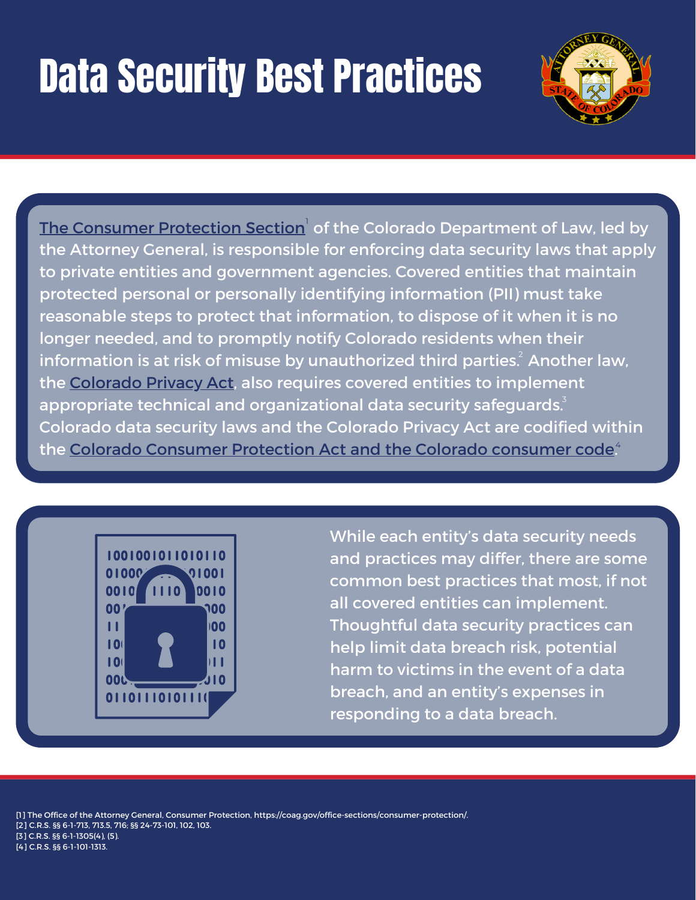# Data Security Best Practices

The Consumer Protection Section[1] of the Colorado Department of Law, led by the Attorney General, is responsible for enforcing data security laws that apply to private entities and government agencies. Covered entities that maintain protected personal or personally identifying information (PII) must take reasonable steps to protect that information, to dispose of it when it is no longer needed, and to promptly notify Colorado residents when their information is at risk of misuse by unauthorized third parties.[2] Another law, the Colorado Privacy Act, also requires covered entities to implement appropriate technical and organizational data security safeguards.[3] Colorado data security laws and the Colorado Privacy Act are codified within the Colorado Consumer Protection Act and the Colorado consumer code.[4]

While each entity's data security needs and practices may differ, there are some common best practices that most, if not all covered entities can implement. Thoughtful data security practices can help limit data breach risk, potential harm to victims in the event of a data breach, and an entity's expenses in responding to a data breach.

[1] The Office of the Attorney General, Consumer Protection, https://coag.gov/office-sections/consumer-protection/.
[2] C.R.S. §§ 6-1-713, 713.5, 716; §§ 24-73-101, 102, 103.
[3] C.R.S. §§ 6-1-1305(4), (5).
[4] C.R.S. §§ 6-1-101-1313.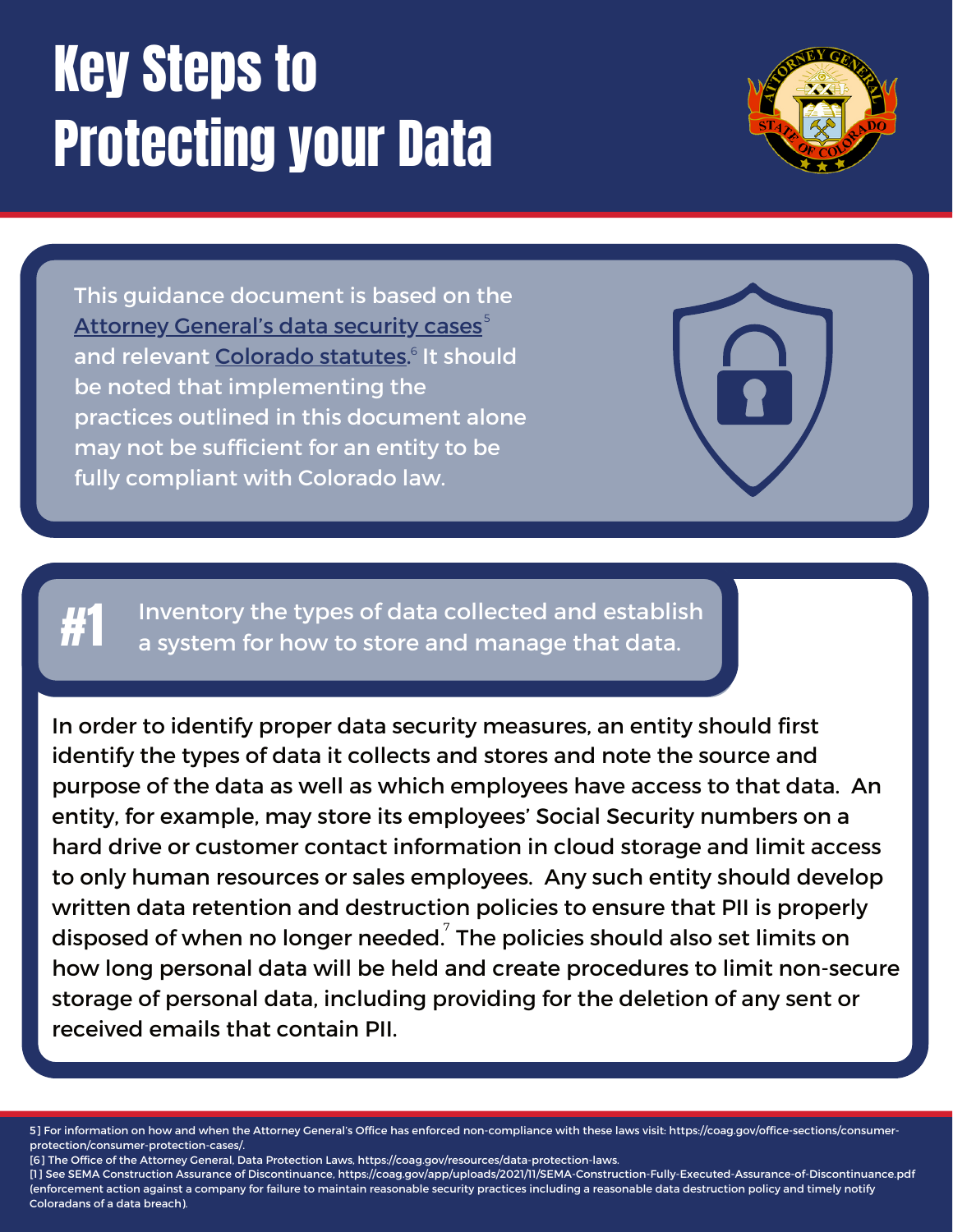# Key Steps to Protecting your Data

This guidance document is based on the Attorney General's data security cases[5] and relevant Colorado statutes.[6] It should be noted that implementing the practices outlined in this document alone may not be sufficient for an entity to be fully compliant with Colorado law.

## #1 Inventory the types of data collected and establish a system for how to store and manage that data.

In order to identify proper data security measures, an entity should first identify the types of data it collects and stores and note the source and purpose of the data as well as which employees have access to that data. An entity, for example, may store its employees' Social Security numbers on a hard drive or customer contact information in cloud storage and limit access to only human resources or sales employees. Any such entity should develop written data retention and destruction policies to ensure that PII is properly disposed of when no longer needed.[7] The policies should also set limits on how long personal data will be held and create procedures to limit non-secure storage of personal data, including providing for the deletion of any sent or received emails that contain PII.

---

5] For information on how and when the Attorney General's Office has enforced non-compliance with these laws visit: https://coag.gov/office-sections/consumer-protection/consumer-protection-cases/.

[6] The Office of the Attorney General, Data Protection Laws, https://coag.gov/resources/data-protection-laws.

[1] See SEMA Construction Assurance of Discontinuance, https://coag.gov/app/uploads/2021/11/SEMA-Construction-Fully-Executed-Assurance-of-Discontinuance.pdf (enforcement action against a company for failure to maintain reasonable security practices including a reasonable data destruction policy and timely notify Coloradans of a data breach).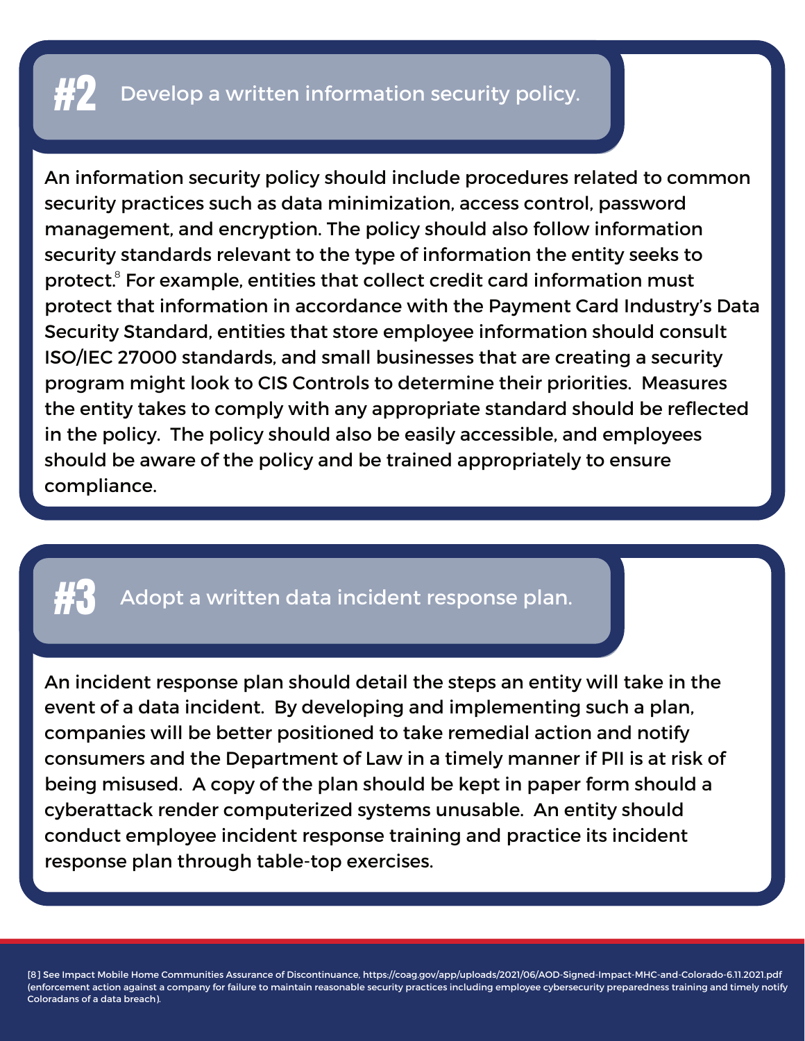## #2 Develop a written information security policy.

An information security policy should include procedures related to common security practices such as data minimization, access control, password management, and encryption. The policy should also follow information security standards relevant to the type of information the entity seeks to protect.[8] For example, entities that collect credit card information must protect that information in accordance with the Payment Card Industry's Data Security Standard, entities that store employee information should consult ISO/IEC 27000 standards, and small businesses that are creating a security program might look to CIS Controls to determine their priorities. Measures the entity takes to comply with any appropriate standard should be reflected in the policy. The policy should also be easily accessible, and employees should be aware of the policy and be trained appropriately to ensure compliance.

## #3 Adopt a written data incident response plan.

An incident response plan should detail the steps an entity will take in the event of a data incident. By developing and implementing such a plan, companies will be better positioned to take remedial action and notify consumers and the Department of Law in a timely manner if PII is at risk of being misused. A copy of the plan should be kept in paper form should a cyberattack render computerized systems unusable. An entity should conduct employee incident response training and practice its incident response plan through table-top exercises.

[8] See Impact Mobile Home Communities Assurance of Discontinuance, https://coag.gov/app/uploads/2021/06/AOD-Signed-Impact-MHC-and-Colorado-6.11.2021.pdf (enforcement action against a company for failure to maintain reasonable security practices including employee cybersecurity preparedness training and timely notify Coloradans of a data breach).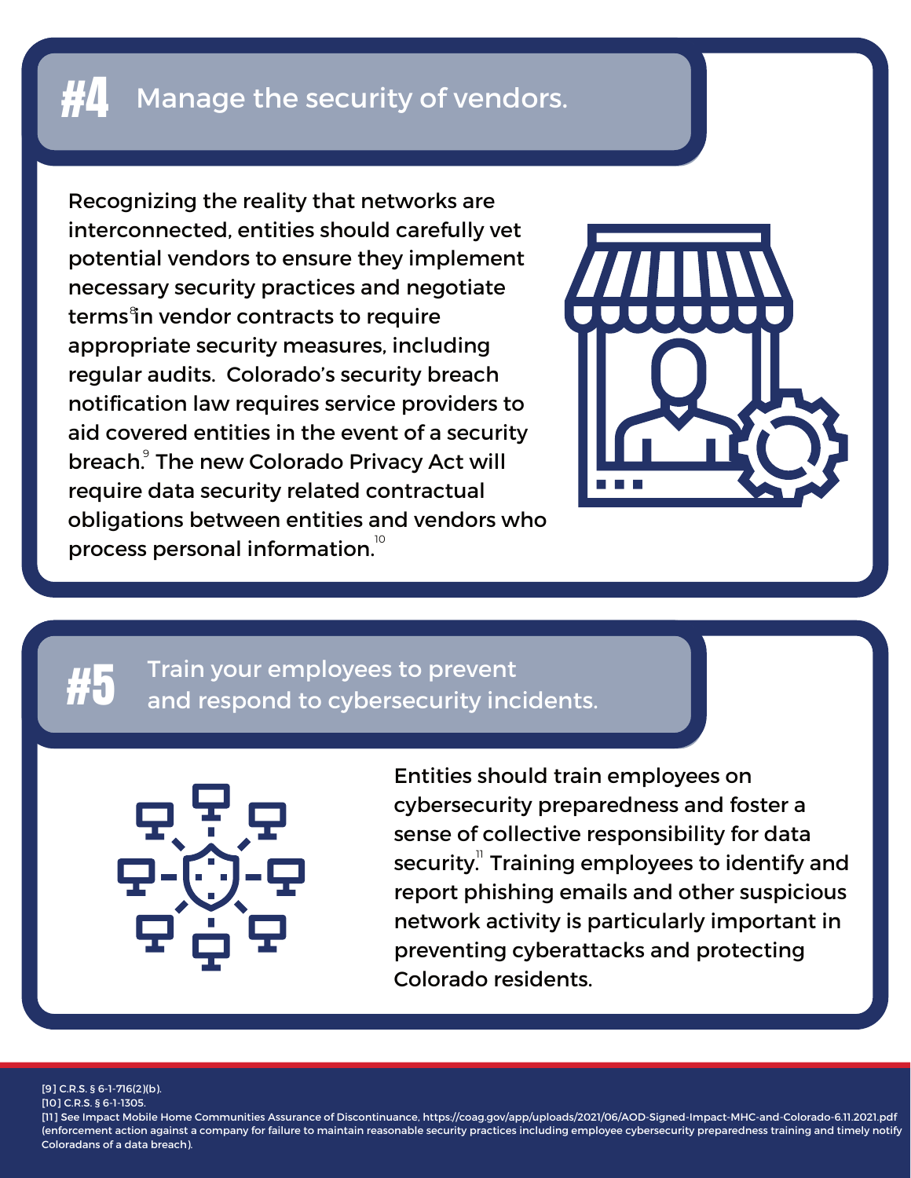## #4 Manage the security of vendors.

Recognizing the reality that networks are interconnected, entities should carefully vet potential vendors to ensure they implement necessary security practices and negotiate terms[8] in vendor contracts to require appropriate security measures, including regular audits. Colorado's security breach notification law requires service providers to aid covered entities in the event of a security breach.[9] The new Colorado Privacy Act will require data security related contractual obligations between entities and vendors who process personal information.[10]

## #5 Train your employees to prevent and respond to cybersecurity incidents.

Entities should train employees on cybersecurity preparedness and foster a sense of collective responsibility for data security.[11] Training employees to identify and report phishing emails and other suspicious network activity is particularly important in preventing cyberattacks and protecting Colorado residents.

[9] C.R.S. § 6-1-716(2)(b).
[10] C.R.S. § 6-1-1305.
[11] See Impact Mobile Home Communities Assurance of Discontinuance, https://coag.gov/app/uploads/2021/06/AOD-Signed-Impact-MHC-and-Colorado-6.11.2021.pdf (enforcement action against a company for failure to maintain reasonable security practices including employee cybersecurity preparedness training and timely notify Coloradans of a data breach).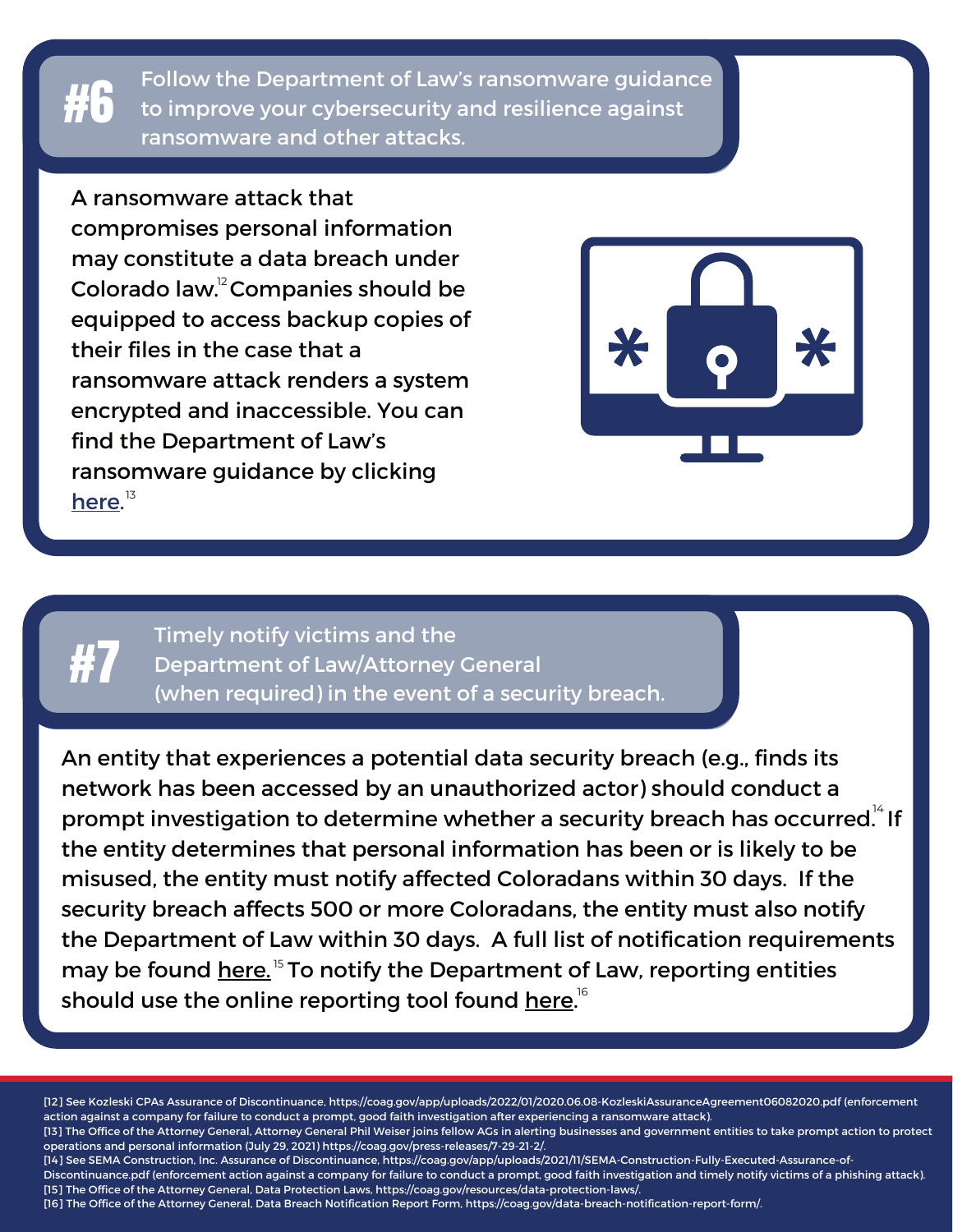## #6 Follow the Department of Law's ransomware guidance to improve your cybersecurity and resilience against ransomware and other attacks.

A ransomware attack that compromises personal information may constitute a data breach under Colorado law.[12] Companies should be equipped to access backup copies of their files in the case that a ransomware attack renders a system encrypted and inaccessible. You can find the Department of Law's ransomware guidance by clicking here.[13]

## #7 Timely notify victims and the Department of Law/Attorney General (when required) in the event of a security breach.

An entity that experiences a potential data security breach (e.g., finds its network has been accessed by an unauthorized actor) should conduct a prompt investigation to determine whether a security breach has occurred.[14] If the entity determines that personal information has been or is likely to be misused, the entity must notify affected Coloradans within 30 days. If the security breach affects 500 or more Coloradans, the entity must also notify the Department of Law within 30 days. A full list of notification requirements may be found here.[15] To notify the Department of Law, reporting entities should use the online reporting tool found here.[16]

---

[12] See Kozleski CPAs Assurance of Discontinuance, https://coag.gov/app/uploads/2022/01/2020.06.08-KozleskiAssuranceAgreement06082020.pdf (enforcement action against a company for failure to conduct a prompt, good faith investigation after experiencing a ransomware attack).
[13] The Office of the Attorney General, Attorney General Phil Weiser joins fellow AGs in alerting businesses and government entities to take prompt action to protect operations and personal information (July 29, 2021) https://coag.gov/press-releases/7-29-21-2/.
[14] See SEMA Construction, Inc. Assurance of Discontinuance, https://coag.gov/app/uploads/2021/11/SEMA-Construction-Fully-Executed-Assurance-of-Discontinuance.pdf (enforcement action against a company for failure to conduct a prompt, good faith investigation and timely notify victims of a phishing attack).
[15] The Office of the Attorney General, Data Protection Laws, https://coag.gov/resources/data-protection-laws/.
[16] The Office of the Attorney General, Data Breach Notification Report Form, https://coag.gov/data-breach-notification-report-form/.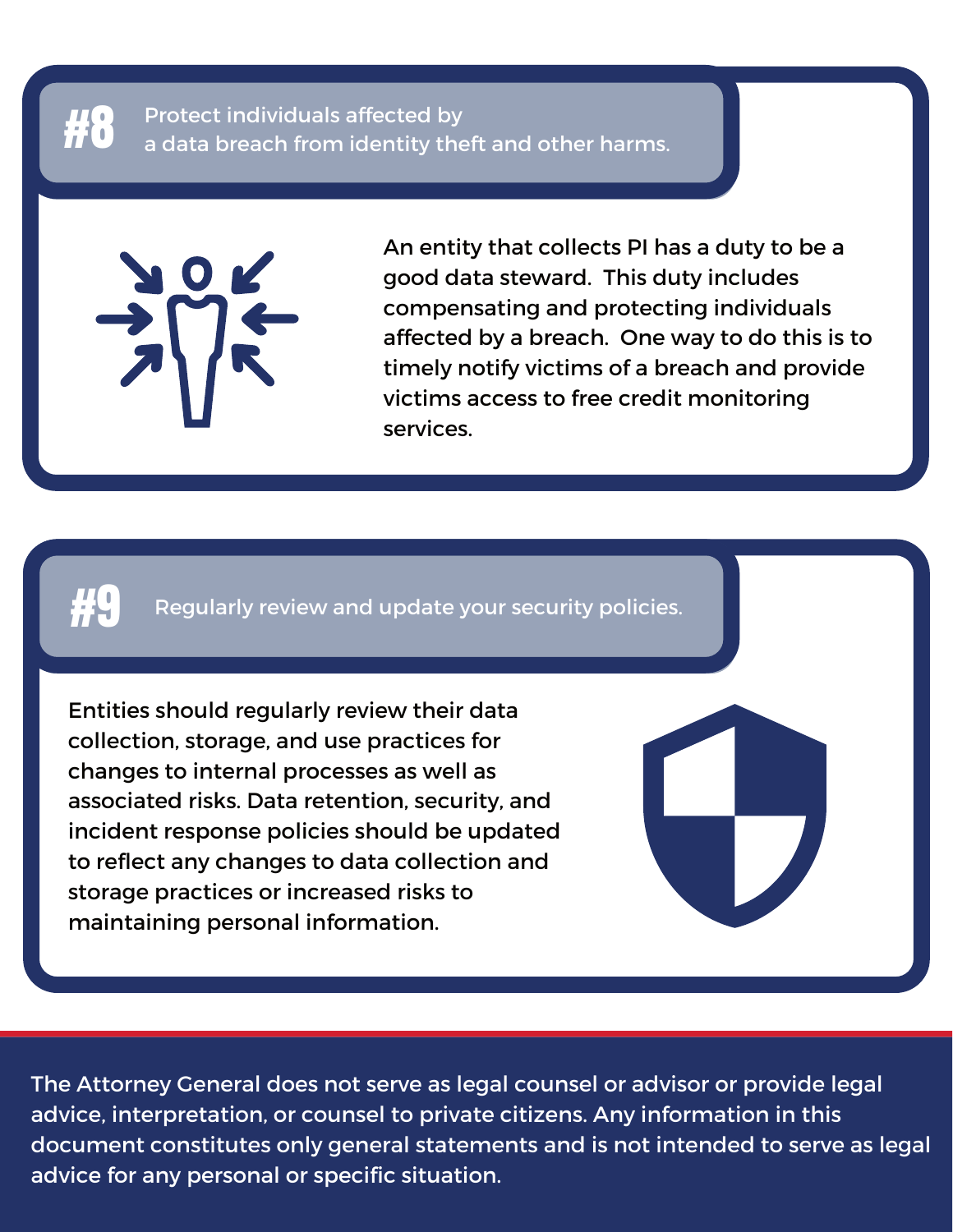## #8 Protect individuals affected by a data breach from identity theft and other harms.

An entity that collects PI has a duty to be a good data steward. This duty includes compensating and protecting individuals affected by a breach. One way to do this is to timely notify victims of a breach and provide victims access to free credit monitoring services.

## #9 Regularly review and update your security policies.

Entities should regularly review their data collection, storage, and use practices for changes to internal processes as well as associated risks. Data retention, security, and incident response policies should be updated to reflect any changes to data collection and storage practices or increased risks to maintaining personal information.

The Attorney General does not serve as legal counsel or advisor or provide legal advice, interpretation, or counsel to private citizens. Any information in this document constitutes only general statements and is not intended to serve as legal advice for any personal or specific situation.